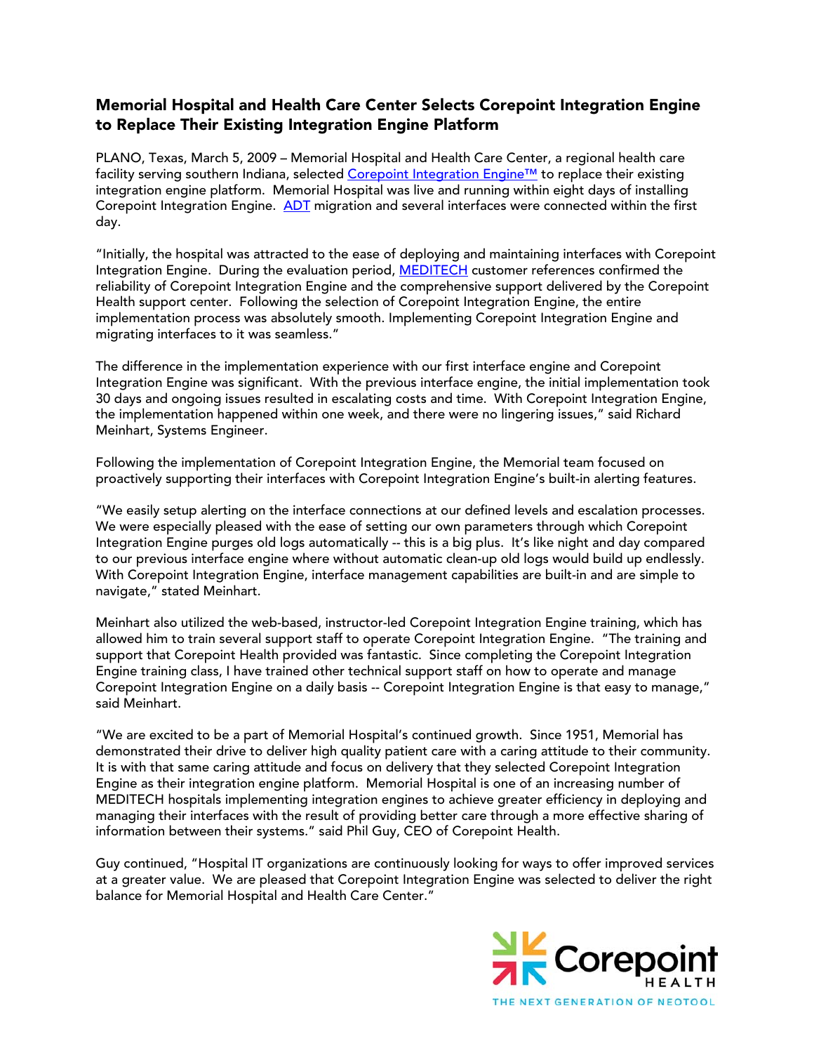## Memorial Hospital and Health Care Center Selects Corepoint Integration Engine to Replace Their Existing Integration Engine Platform

PLANO, Texas, March 5, 2009 – Memorial Hospital and Health Care Center, a regional health care facility serving southern Indiana, selected Corepoint Integration Engine™ to replace their existing integration engine platform. Memorial Hospital was live and running within eight days of installing Corepoint Integration Engine. ADT migration and several interfaces were connected within the first day.

"Initially, the hospital was attracted to the ease of deploying and maintaining interfaces with Corepoint Integration Engine. During the evaluation period, MEDITECH customer references confirmed the reliability of Corepoint Integration Engine and the comprehensive support delivered by the Corepoint Health support center. Following the selection of Corepoint Integration Engine, the entire implementation process was absolutely smooth. Implementing Corepoint Integration Engine and migrating interfaces to it was seamless."

The difference in the implementation experience with our first interface engine and Corepoint Integration Engine was significant. With the previous interface engine, the initial implementation took 30 days and ongoing issues resulted in escalating costs and time. With Corepoint Integration Engine, the implementation happened within one week, and there were no lingering issues," said Richard Meinhart, Systems Engineer.

Following the implementation of Corepoint Integration Engine, the Memorial team focused on proactively supporting their interfaces with Corepoint Integration Engine's built-in alerting features.

"We easily setup alerting on the interface connections at our defined levels and escalation processes. We were especially pleased with the ease of setting our own parameters through which Corepoint Integration Engine purges old logs automatically -- this is a big plus. It's like night and day compared to our previous interface engine where without automatic clean-up old logs would build up endlessly. With Corepoint Integration Engine, interface management capabilities are built-in and are simple to navigate," stated Meinhart.

Meinhart also utilized the web-based, instructor-led Corepoint Integration Engine training, which has allowed him to train several support staff to operate Corepoint Integration Engine. "The training and support that Corepoint Health provided was fantastic. Since completing the Corepoint Integration Engine training class, I have trained other technical support staff on how to operate and manage Corepoint Integration Engine on a daily basis -- Corepoint Integration Engine is that easy to manage," said Meinhart.

"We are excited to be a part of Memorial Hospital's continued growth. Since 1951, Memorial has demonstrated their drive to deliver high quality patient care with a caring attitude to their community. It is with that same caring attitude and focus on delivery that they selected Corepoint Integration Engine as their integration engine platform. Memorial Hospital is one of an increasing number of MEDITECH hospitals implementing integration engines to achieve greater efficiency in deploying and managing their interfaces with the result of providing better care through a more effective sharing of information between their systems." said Phil Guy, CEO of Corepoint Health.

Guy continued, "Hospital IT organizations are continuously looking for ways to offer improved services at a greater value. We are pleased that Corepoint Integration Engine was selected to deliver the right balance for Memorial Hospital and Health Care Center."

Corepoint HEALTH
THE NEXT GENERATION OF NEOTOOL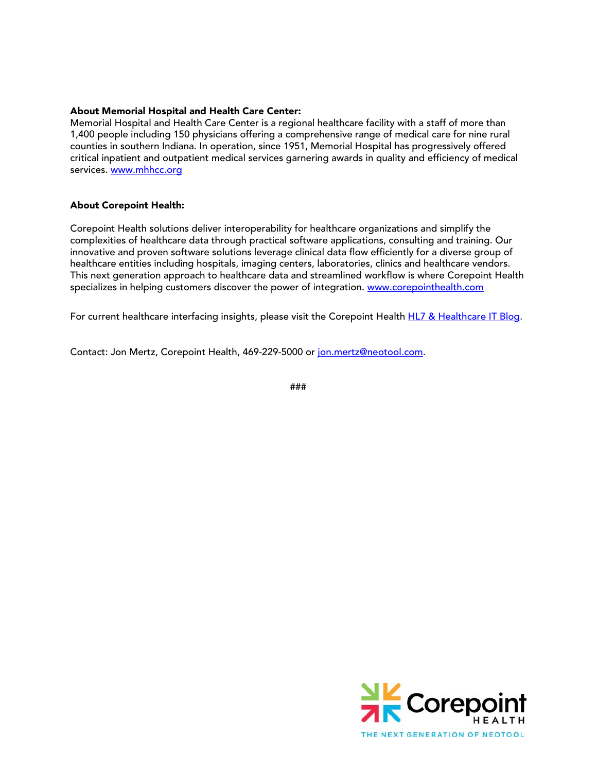**About Memorial Hospital and Health Care Center:**
Memorial Hospital and Health Care Center is a regional healthcare facility with a staff of more than 1,400 people including 150 physicians offering a comprehensive range of medical care for nine rural counties in southern Indiana. In operation, since 1951, Memorial Hospital has progressively offered critical inpatient and outpatient medical services garnering awards in quality and efficiency of medical services. www.mhhcc.org

**About Corepoint Health:**

Corepoint Health solutions deliver interoperability for healthcare organizations and simplify the complexities of healthcare data through practical software applications, consulting and training. Our innovative and proven software solutions leverage clinical data flow efficiently for a diverse group of healthcare entities including hospitals, imaging centers, laboratories, clinics and healthcare vendors. This next generation approach to healthcare data and streamlined workflow is where Corepoint Health specializes in helping customers discover the power of integration. www.corepointhealth.com

For current healthcare interfacing insights, please visit the Corepoint Health HL7 & Healthcare IT Blog.

Contact: Jon Mertz, Corepoint Health, 469-229-5000 or jon.mertz@neotool.com.

###

Corepoint HEALTH
THE NEXT GENERATION OF NEOTOOL